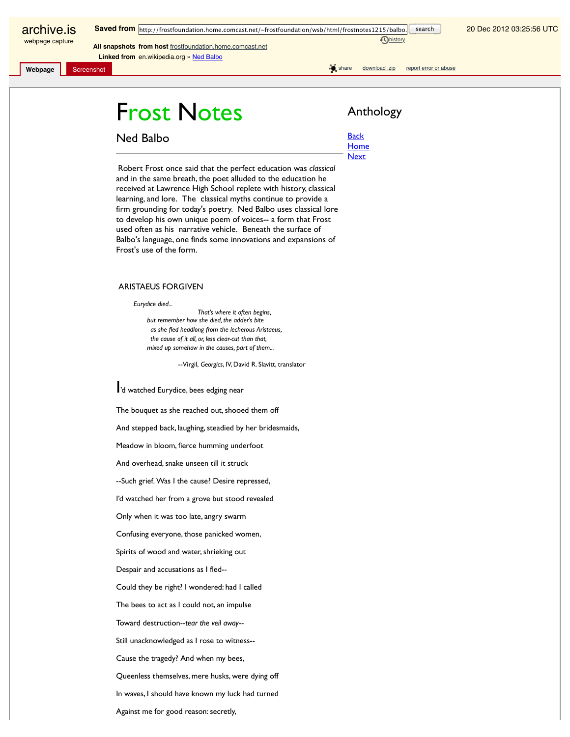# Frost Notes

## Ned Balbo

Robert Frost once said that the perfect education was *classical* and in the same breath, the poet alluded to the education he received at Lawrence High School replete with history, classical learning, and lore. The classical myths continue to provide a firm grounding for today's poetry. Ned Balbo uses classical lore to develop his own unique poem of voices-- a form that Frost used often as his narrative vehicle. Beneath the surface of Balbo's language, one finds some innovations and expansions of Frost's use of the form.

### Anthology

Back
Home
Next

### ARISTAEUS FORGIVEN

*Eurydice died...*
*That's where it often begins,*
*but remember how she died, the adder's bite*
*as she fled headlong from the lecherous Aristaeus,*
*the cause of it all, or, less clear-cut than that,*
*mixed up somehow in the causes, part of them...*

--Virgil, *Georgics*, IV, David R. Slavitt, translator

I'd watched Eurydice, bees edging near

The bouquet as she reached out, shooed them off

And stepped back, laughing, steadied by her bridesmaids,

Meadow in bloom, fierce humming underfoot

And overhead, snake unseen till it struck

--Such grief. Was I the cause? Desire repressed,

I'd watched her from a grove but stood revealed

Only when it was too late, angry swarm

Confusing everyone, those panicked women,

Spirits of wood and water, shrieking out

Despair and accusations as I fled--

Could they be right? I wondered: had I called

The bees to act as I could not, an impulse

Toward destruction--*tear the veil away*--

Still unacknowledged as I rose to witness--

Cause the tragedy? And when my bees,

Queenless themselves, mere husks, were dying off

In waves, I should have known my luck had turned

Against me for good reason: secretly,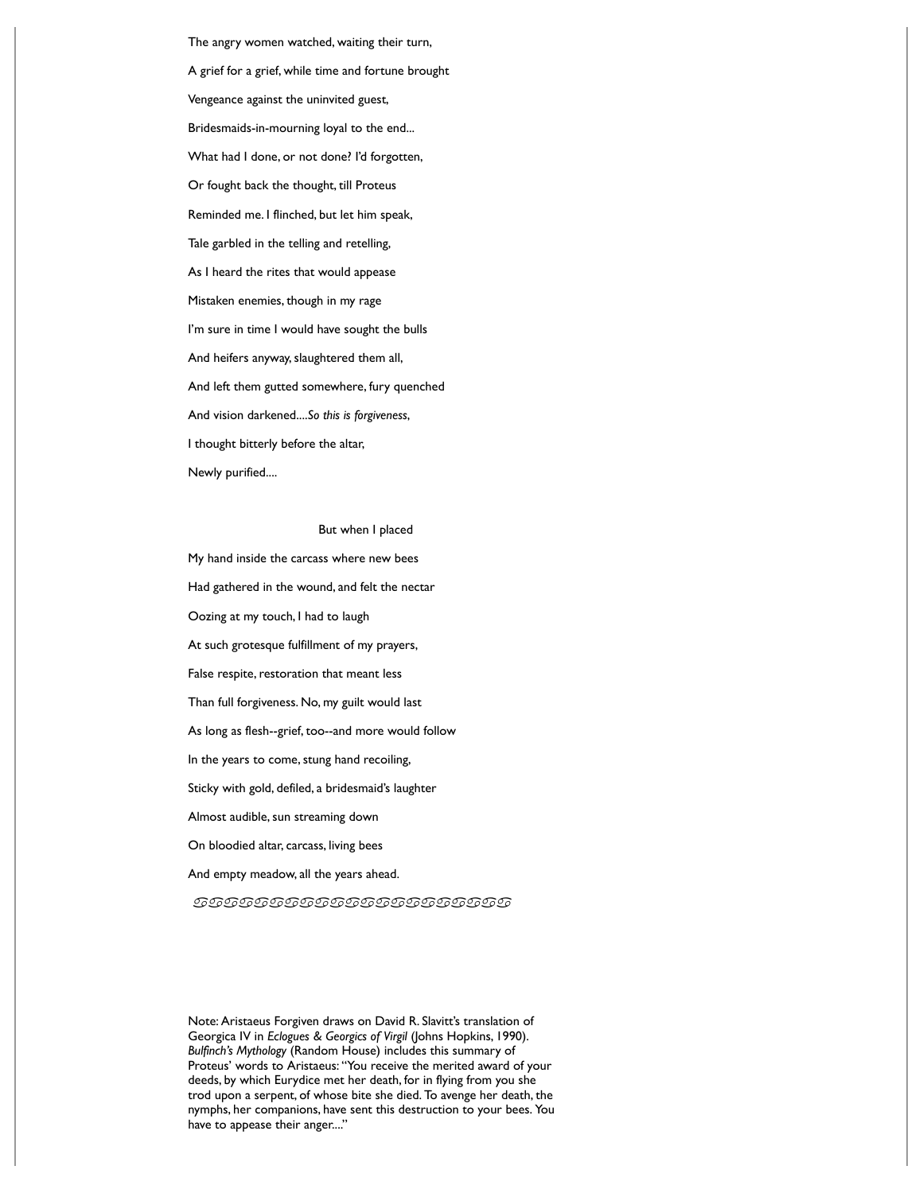The angry women watched, waiting their turn,

A grief for a grief, while time and fortune brought

Vengeance against the uninvited guest,

Bridesmaids-in-mourning loyal to the end...

What had I done, or not done? I'd forgotten,

Or fought back the thought, till Proteus

Reminded me. I flinched, but let him speak,

Tale garbled in the telling and retelling,

As I heard the rites that would appease

Mistaken enemies, though in my rage

I'm sure in time I would have sought the bulls

And heifers anyway, slaughtered them all,

And left them gutted somewhere, fury quenched

And vision darkened....*So this is forgiveness*,

I thought bitterly before the altar,

Newly purified....

But when I placed

My hand inside the carcass where new bees

Had gathered in the wound, and felt the nectar

Oozing at my touch, I had to laugh

At such grotesque fulfillment of my prayers,

False respite, restoration that meant less

Than full forgiveness. No, my guilt would last

As long as flesh--grief, too--and more would follow

In the years to come, stung hand recoiling,

Sticky with gold, defiled, a bridesmaid's laughter

Almost audible, sun streaming down

On bloodied altar, carcass, living bees

And empty meadow, all the years ahead.

Note: Aristaeus Forgiven draws on David R. Slavitt's translation of Georgica IV in *Eclogues & Georgics of Virgil* (Johns Hopkins, 1990). *Bulfinch's Mythology* (Random House) includes this summary of Proteus' words to Aristaeus: "You receive the merited award of your deeds, by which Eurydice met her death, for in flying from you she trod upon a serpent, of whose bite she died. To avenge her death, the nymphs, her companions, have sent this destruction to your bees. You have to appease their anger...."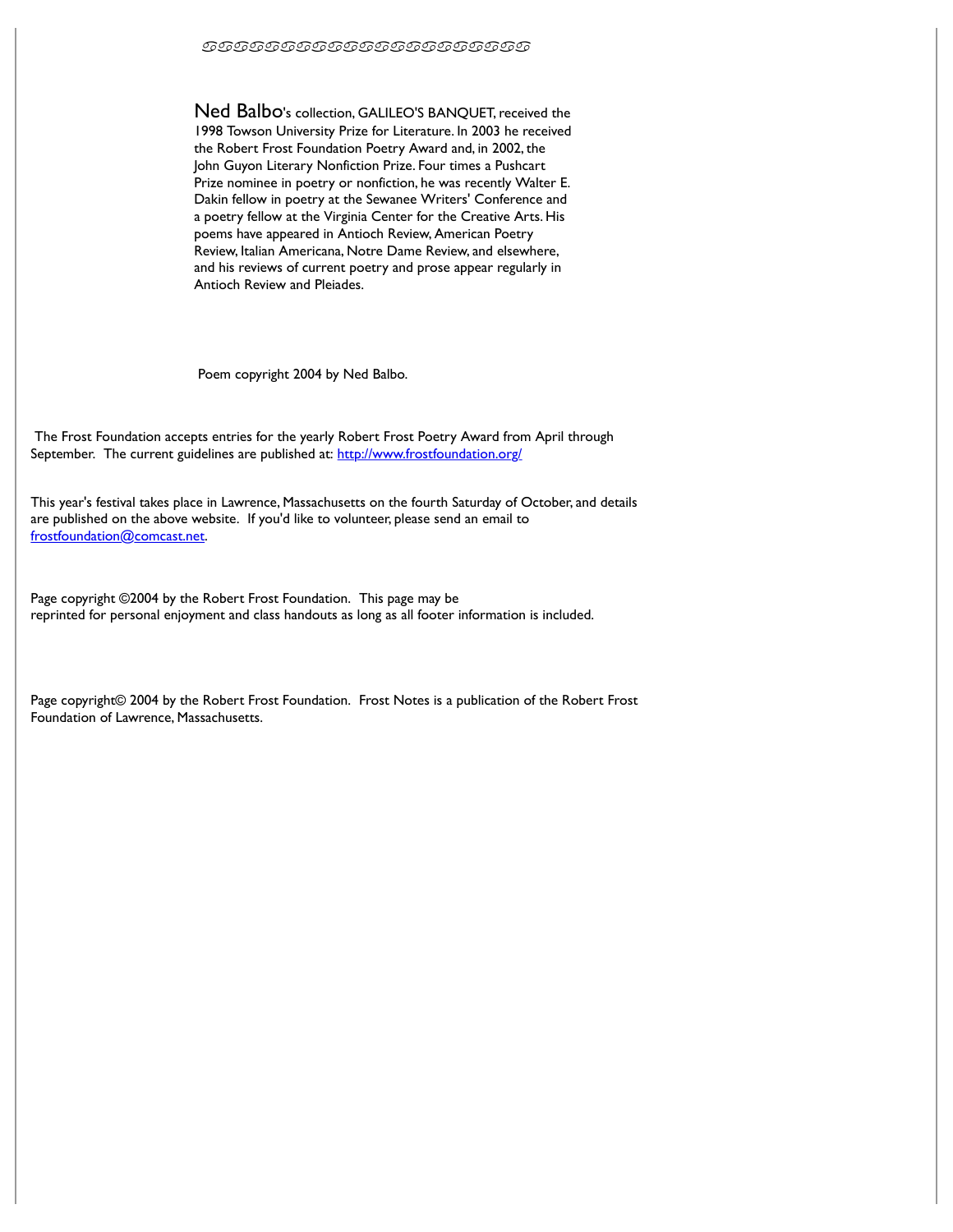ꕥꕥꕥꕥꕥꕥꕥꕥꕥꕥꕥꕥꕥꕥꕥꕥꕥꕥꕥꕥꕥꕥꕥꕥ

**Ned Balbo**'s collection, GALILEO'S BANQUET, received the 1998 Towson University Prize for Literature. In 2003 he received the Robert Frost Foundation Poetry Award and, in 2002, the John Guyon Literary Nonfiction Prize. Four times a Pushcart Prize nominee in poetry or nonfiction, he was recently Walter E. Dakin fellow in poetry at the Sewanee Writers' Conference and a poetry fellow at the Virginia Center for the Creative Arts. His poems have appeared in Antioch Review, American Poetry Review, Italian Americana, Notre Dame Review, and elsewhere, and his reviews of current poetry and prose appear regularly in Antioch Review and Pleiades.

Poem copyright 2004 by Ned Balbo.

The Frost Foundation accepts entries for the yearly Robert Frost Poetry Award from April through September. The current guidelines are published at: [http://www.frostfoundation.org/](http://www.frostfoundation.org/)

This year's festival takes place in Lawrence, Massachusetts on the fourth Saturday of October, and details are published on the above website. If you'd like to volunteer, please send an email to [frostfoundation@comcast.net](mailto:frostfoundation@comcast.net).

Page copyright ©2004 by the Robert Frost Foundation. This page may be reprinted for personal enjoyment and class handouts as long as all footer information is included.

Page copyright© 2004 by the Robert Frost Foundation. Frost Notes is a publication of the Robert Frost Foundation of Lawrence, Massachusetts.